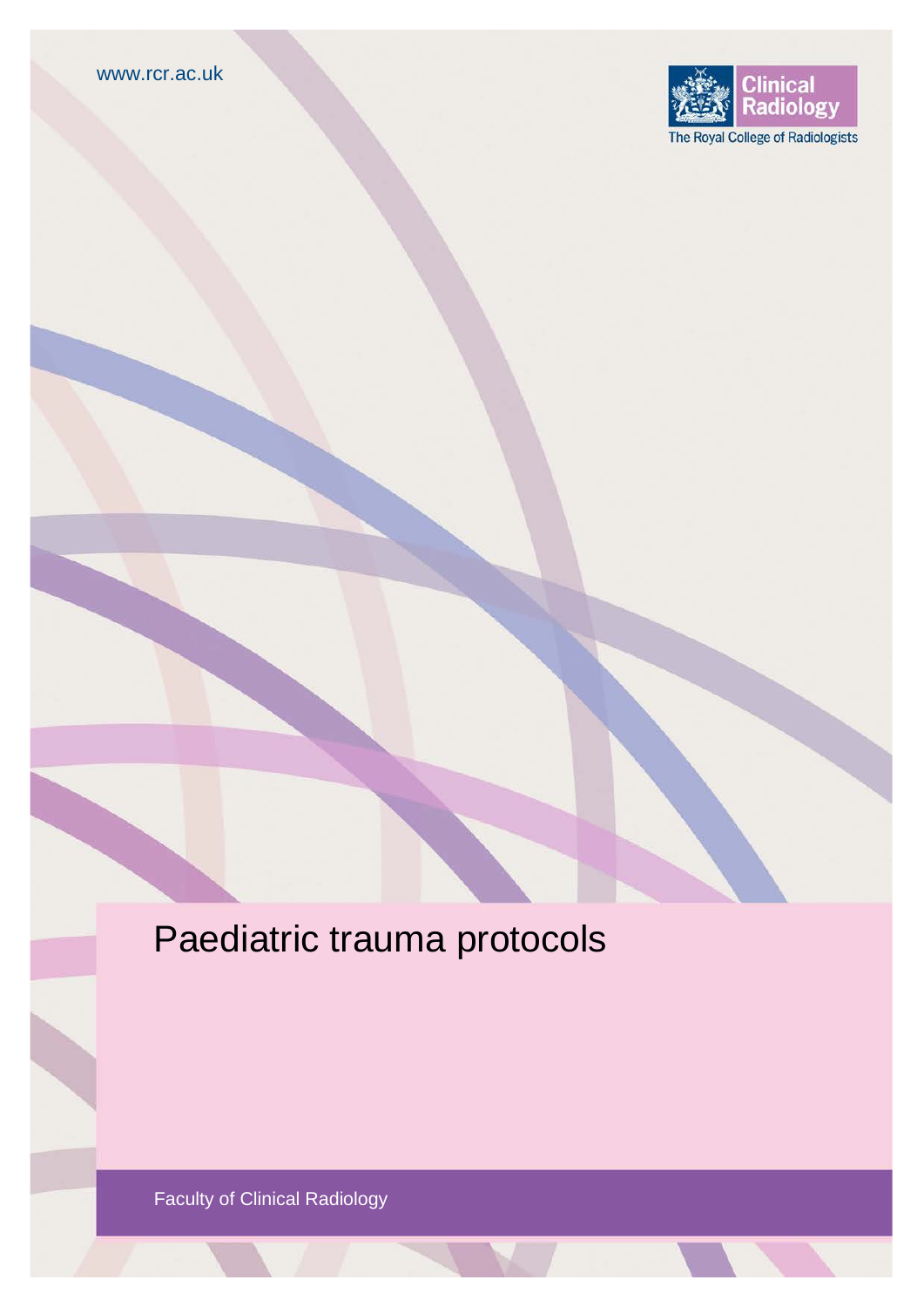www.rcr.ac.uk

Clinical Radiology

The Royal College of Radiologists

# Paediatric trauma protocols

Faculty of Clinical Radiology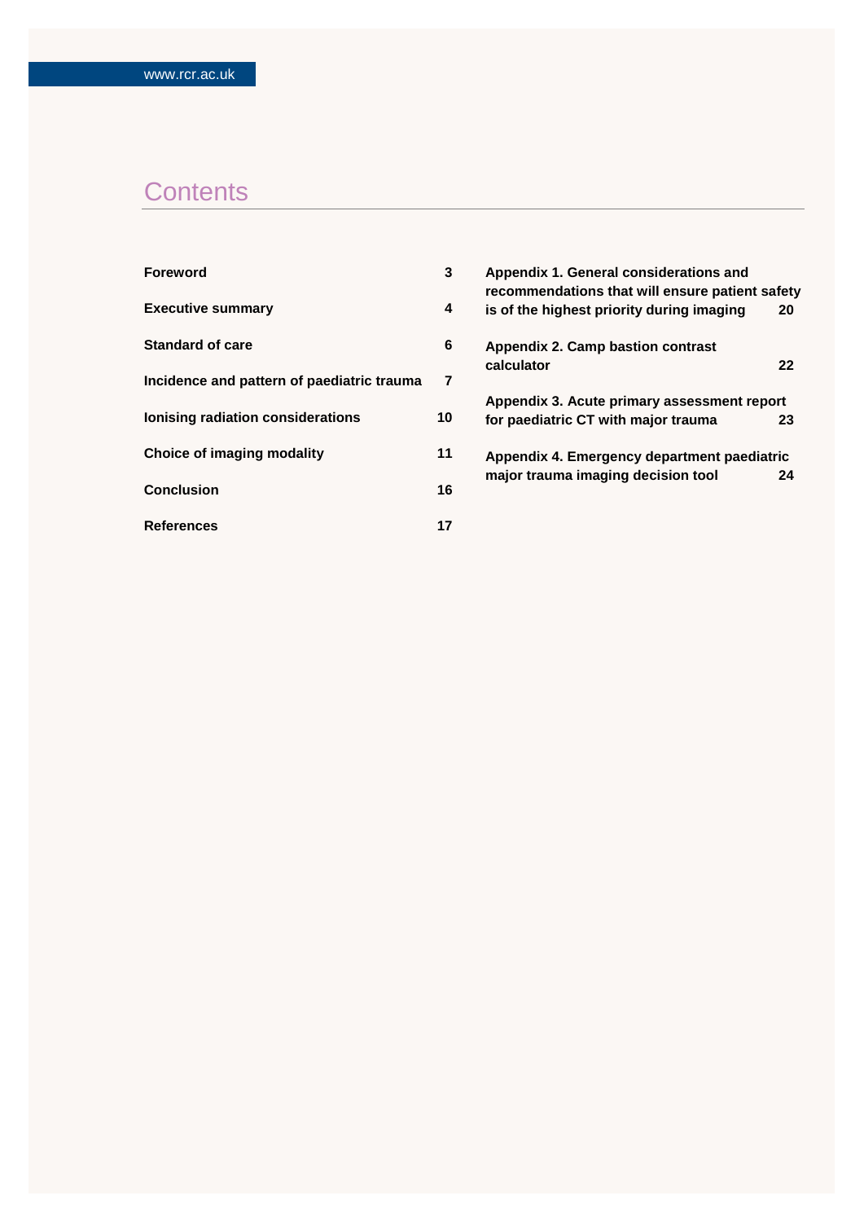# Contents

| | |
|---|---|
| **Foreword** | **3** |
| **Executive summary** | **4** |
| **Standard of care** | **6** |
| **Incidence and pattern of paediatric trauma** | **7** |
| **Ionising radiation considerations** | **10** |
| **Choice of imaging modality** | **11** |
| **Conclusion** | **16** |
| **References** | **17** |
| **Appendix 1. General considerations and recommendations that will ensure patient safety is of the highest priority during imaging** | **20** |
| **Appendix 2. Camp bastion contrast calculator** | **22** |
| **Appendix 3. Acute primary assessment report for paediatric CT with major trauma** | **23** |
| **Appendix 4. Emergency department paediatric major trauma imaging decision tool** | **24** |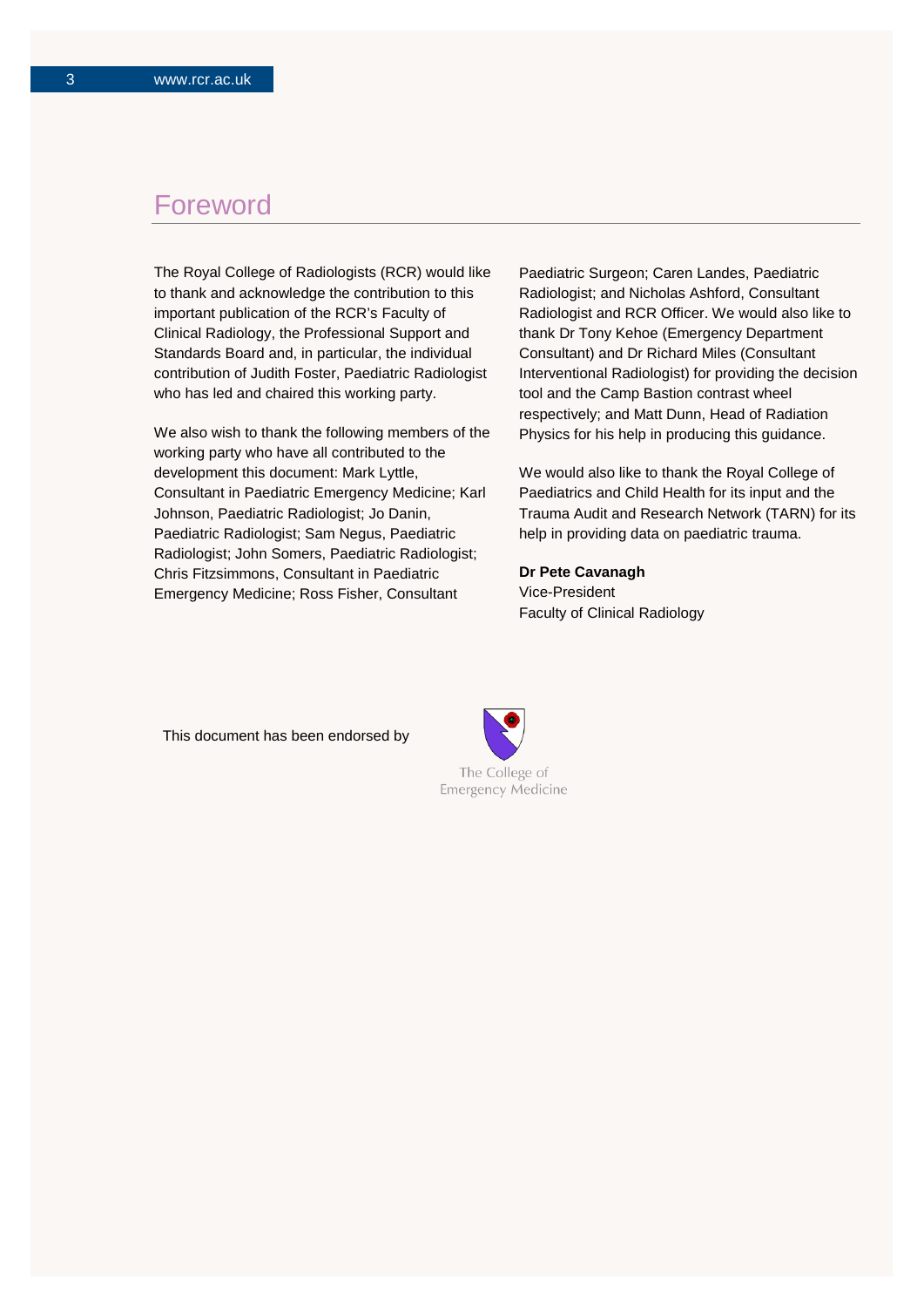# Foreword

The Royal College of Radiologists (RCR) would like to thank and acknowledge the contribution to this important publication of the RCR's Faculty of Clinical Radiology, the Professional Support and Standards Board and, in particular, the individual contribution of Judith Foster, Paediatric Radiologist who has led and chaired this working party.

We also wish to thank the following members of the working party who have all contributed to the development this document: Mark Lyttle, Consultant in Paediatric Emergency Medicine; Karl Johnson, Paediatric Radiologist; Jo Danin, Paediatric Radiologist; Sam Negus, Paediatric Radiologist; John Somers, Paediatric Radiologist; Chris Fitzsimmons, Consultant in Paediatric Emergency Medicine; Ross Fisher, Consultant Paediatric Surgeon; Caren Landes, Paediatric Radiologist; and Nicholas Ashford, Consultant Radiologist and RCR Officer. We would also like to thank Dr Tony Kehoe (Emergency Department Consultant) and Dr Richard Miles (Consultant Interventional Radiologist) for providing the decision tool and the Camp Bastion contrast wheel respectively; and Matt Dunn, Head of Radiation Physics for his help in producing this guidance.

We would also like to thank the Royal College of Paediatrics and Child Health for its input and the Trauma Audit and Research Network (TARN) for its help in providing data on paediatric trauma.

**Dr Pete Cavanagh**
Vice-President
Faculty of Clinical Radiology

This document has been endorsed by

The College of
Emergency Medicine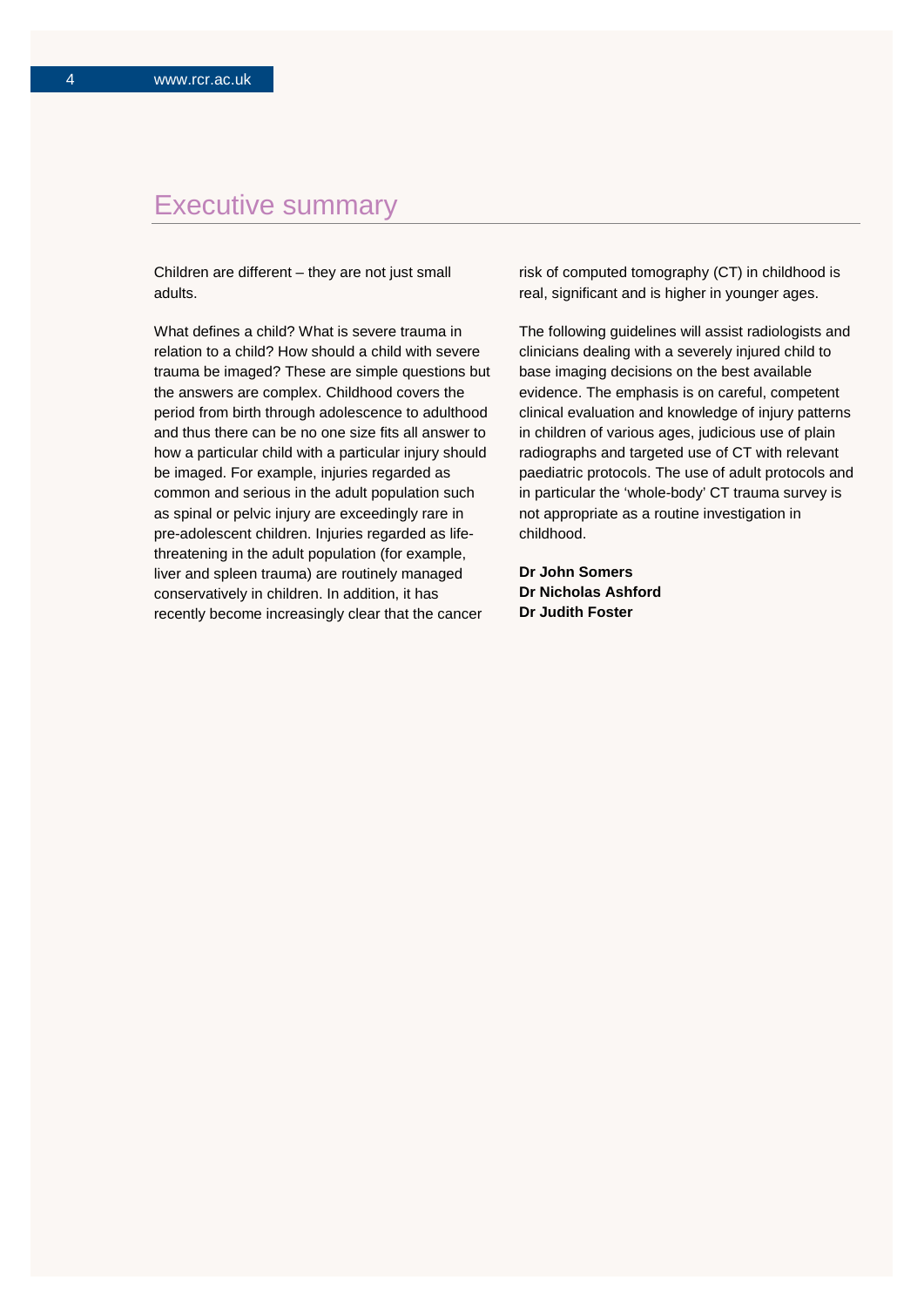# Executive summary

Children are different – they are not just small adults.

What defines a child? What is severe trauma in relation to a child? How should a child with severe trauma be imaged? These are simple questions but the answers are complex. Childhood covers the period from birth through adolescence to adulthood and thus there can be no one size fits all answer to how a particular child with a particular injury should be imaged. For example, injuries regarded as common and serious in the adult population such as spinal or pelvic injury are exceedingly rare in pre-adolescent children. Injuries regarded as life-threatening in the adult population (for example, liver and spleen trauma) are routinely managed conservatively in children. In addition, it has recently become increasingly clear that the cancer risk of computed tomography (CT) in childhood is real, significant and is higher in younger ages.

The following guidelines will assist radiologists and clinicians dealing with a severely injured child to base imaging decisions on the best available evidence. The emphasis is on careful, competent clinical evaluation and knowledge of injury patterns in children of various ages, judicious use of plain radiographs and targeted use of CT with relevant paediatric protocols. The use of adult protocols and in particular the 'whole-body' CT trauma survey is not appropriate as a routine investigation in childhood.

**Dr John Somers**
**Dr Nicholas Ashford**
**Dr Judith Foster**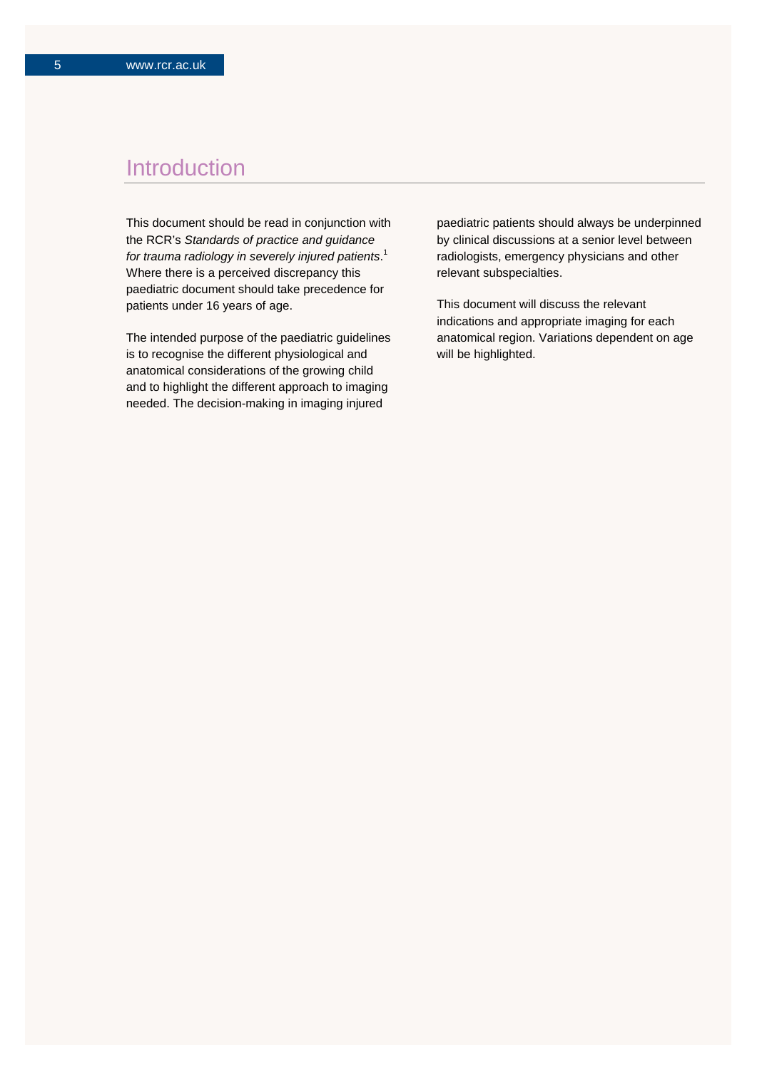# Introduction

This document should be read in conjunction with the RCR's *Standards of practice and guidance for trauma radiology in severely injured patients*.[1] Where there is a perceived discrepancy this paediatric document should take precedence for patients under 16 years of age.

The intended purpose of the paediatric guidelines is to recognise the different physiological and anatomical considerations of the growing child and to highlight the different approach to imaging needed. The decision-making in imaging injured paediatric patients should always be underpinned by clinical discussions at a senior level between radiologists, emergency physicians and other relevant subspecialties.

This document will discuss the relevant indications and appropriate imaging for each anatomical region. Variations dependent on age will be highlighted.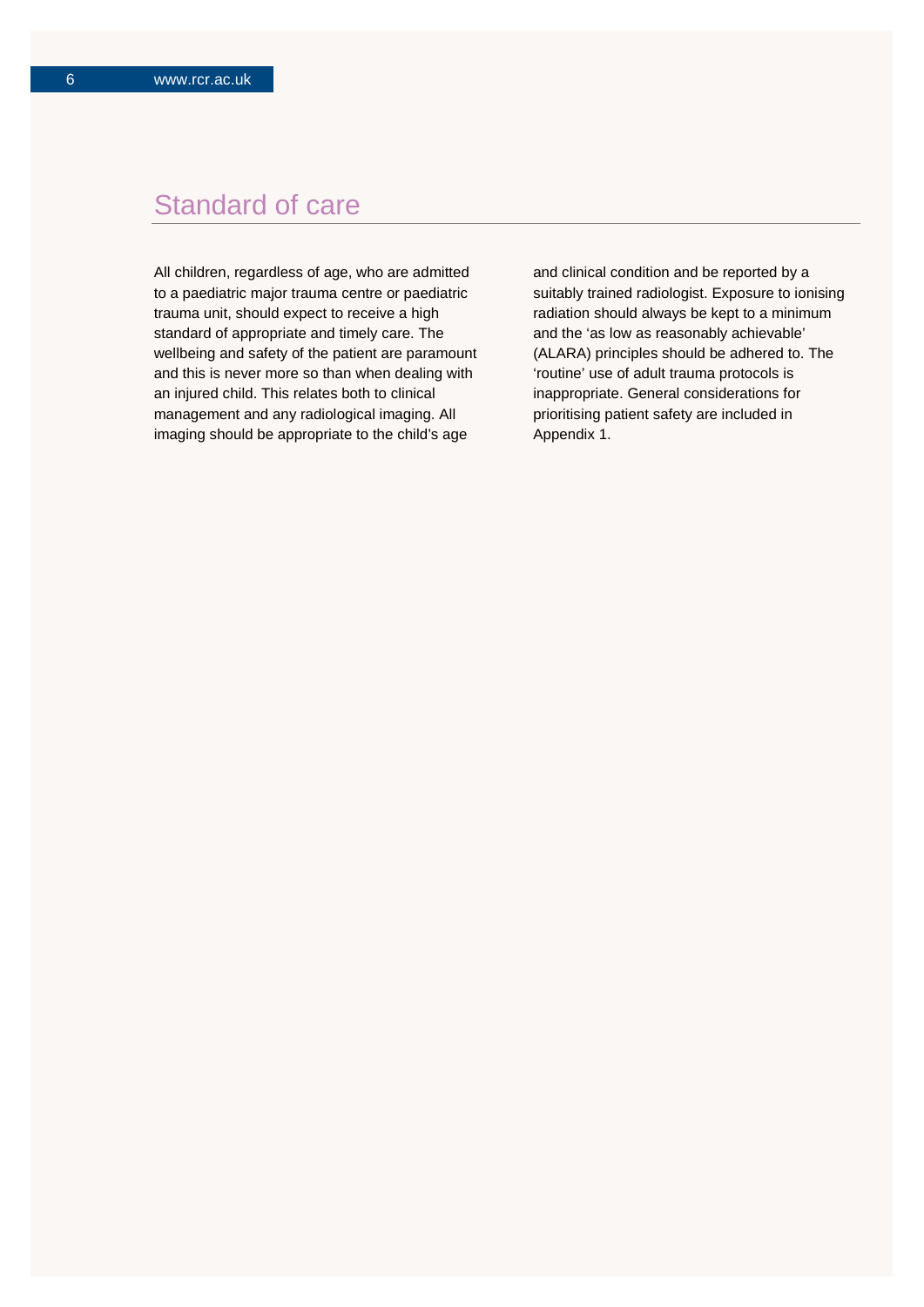## Standard of care

All children, regardless of age, who are admitted to a paediatric major trauma centre or paediatric trauma unit, should expect to receive a high standard of appropriate and timely care. The wellbeing and safety of the patient are paramount and this is never more so than when dealing with an injured child. This relates both to clinical management and any radiological imaging. All imaging should be appropriate to the child's age and clinical condition and be reported by a suitably trained radiologist. Exposure to ionising radiation should always be kept to a minimum and the 'as low as reasonably achievable' (ALARA) principles should be adhered to. The 'routine' use of adult trauma protocols is inappropriate. General considerations for prioritising patient safety are included in Appendix 1.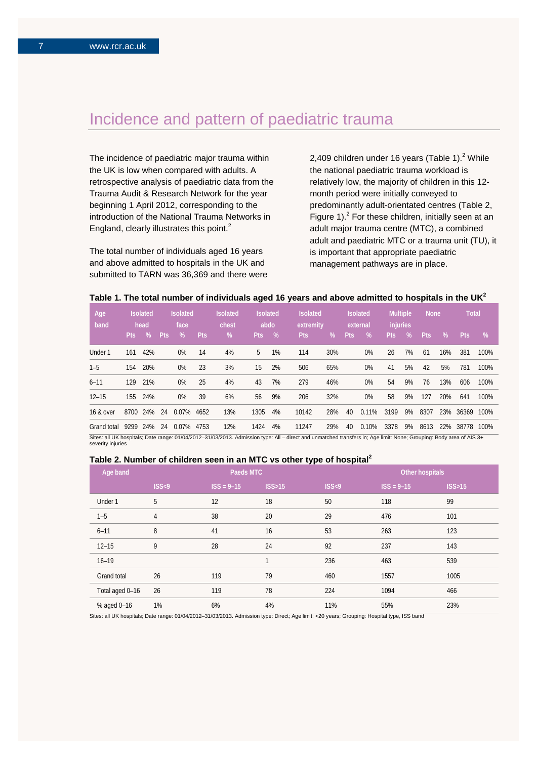# Incidence and pattern of paediatric trauma

The incidence of paediatric major trauma within the UK is low when compared with adults. A retrospective analysis of paediatric data from the Trauma Audit & Research Network for the year beginning 1 April 2012, corresponding to the introduction of the National Trauma Networks in England, clearly illustrates this point.[2]

The total number of individuals aged 16 years and above admitted to hospitals in the UK and submitted to TARN was 36,369 and there were 2,409 children under 16 years (Table 1).[2] While the national paediatric trauma workload is relatively low, the majority of children in this 12-month period were initially conveyed to predominantly adult-orientated centres (Table 2, Figure 1).[2] For these children, initially seen at an adult major trauma centre (MTC), a combined adult and paediatric MTC or a trauma unit (TU), it is important that appropriate paediatric management pathways are in place.

**Table 1. The total number of individuals aged 16 years and above admitted to hospitals in the UK[2]**

| Age band | Isolated head | | Isolated face | | Isolated chest | | Isolated abdo | | Isolated extremity | | Isolated external | | Multiple injuries | | None | | Total | |
|---|---|---|---|---|---|---|---|---|---|---|---|---|---|---|---|---|---|---|
| | Pts | % | Pts | % | Pts | % | Pts | % | Pts | % | Pts | % | Pts | % | Pts | % | Pts | % |
| Under 1 | 161 | 42% | | 0% | 14 | 4% | 5 | 1% | 114 | 30% | | 0% | 26 | 7% | 61 | 16% | 381 | 100% |
| 1–5 | 154 | 20% | | 0% | 23 | 3% | 15 | 2% | 506 | 65% | | 0% | 41 | 5% | 42 | 5% | 781 | 100% |
| 6–11 | 129 | 21% | | 0% | 25 | 4% | 43 | 7% | 279 | 46% | | 0% | 54 | 9% | 76 | 13% | 606 | 100% |
| 12–15 | 155 | 24% | | 0% | 39 | 6% | 56 | 9% | 206 | 32% | | 0% | 58 | 9% | 127 | 20% | 641 | 100% |
| 16 & over | 8700 | 24% | 24 | 0.07% | 4652 | 13% | 1305 | 4% | 10142 | 28% | 40 | 0.11% | 3199 | 9% | 8307 | 23% | 36369 | 100% |
| Grand total | 9299 | 24% | 24 | 0.07% | 4753 | 12% | 1424 | 4% | 11247 | 29% | 40 | 0.10% | 3378 | 9% | 8613 | 22% | 38778 | 100% |

Sites: all UK hospitals; Date range: 01/04/2012–31/03/2013. Admission type: All – direct and unmatched transfers in; Age limit: None; Grouping: Body area of AIS 3+ severity injuries

**Table 2. Number of children seen in an MTC vs other type of hospital[2]**

| Age band | Paeds MTC | | | Other hospitals | | |
|---|---|---|---|---|---|---|
| | ISS<9 | ISS = 9–15 | ISS>15 | ISS<9 | ISS = 9–15 | ISS>15 |
| Under 1 | 5 | 12 | 18 | 50 | 118 | 99 |
| 1–5 | 4 | 38 | 20 | 29 | 476 | 101 |
| 6–11 | 8 | 41 | 16 | 53 | 263 | 123 |
| 12–15 | 9 | 28 | 24 | 92 | 237 | 143 |
| 16–19 | | | 1 | 236 | 463 | 539 |
| Grand total | 26 | 119 | 79 | 460 | 1557 | 1005 |
| Total aged 0–16 | 26 | 119 | 78 | 224 | 1094 | 466 |
| % aged 0–16 | 1% | 6% | 4% | 11% | 55% | 23% |

Sites: all UK hospitals; Date range: 01/04/2012–31/03/2013. Admission type: Direct; Age limit: <20 years; Grouping: Hospital type, ISS band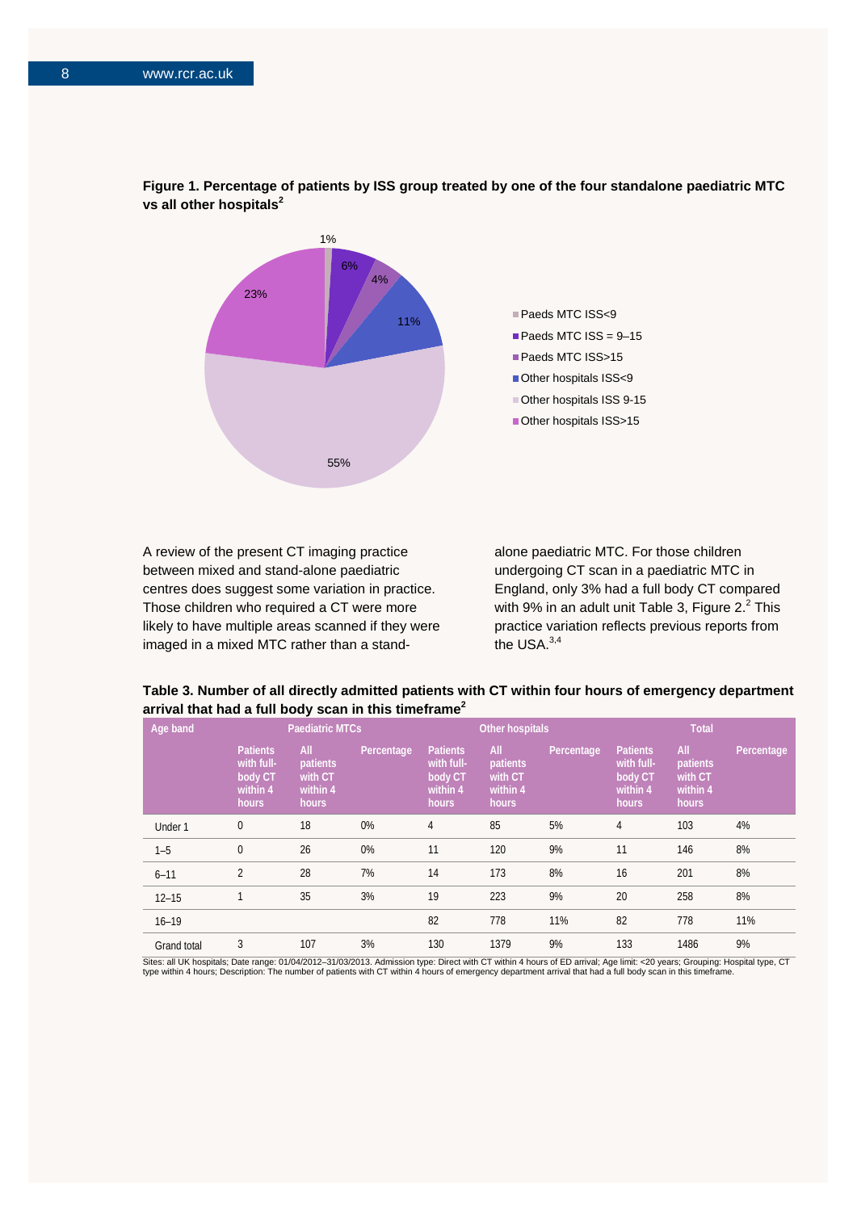**Figure 1. Percentage of patients by ISS group treated by one of the four standalone paediatric MTC vs all other hospitals[2]**

- Paeds MTC ISS<9: 1%
- Paeds MTC ISS = 9–15: 6%
- Paeds MTC ISS>15: 4%
- Other hospitals ISS<9: 11%
- Other hospitals ISS 9-15: 55%
- Other hospitals ISS>15: 23%

A review of the present CT imaging practice between mixed and stand-alone paediatric centres does suggest some variation in practice. Those children who required a CT were more likely to have multiple areas scanned if they were imaged in a mixed MTC rather than a stand-alone paediatric MTC. For those children undergoing CT scan in a paediatric MTC in England, only 3% had a full body CT compared with 9% in an adult unit Table 3, Figure 2.[2] This practice variation reflects previous reports from the USA.[3,4]

**Table 3. Number of all directly admitted patients with CT within four hours of emergency department arrival that had a full body scan in this timeframe[2]**

| Age band | Paediatric MTCs | | | Other hospitals | | | Total | | |
|---|---|---|---|---|---|---|---|---|---|
| | Patients with full-body CT within 4 hours | All patients with CT within 4 hours | Percentage | Patients with full-body CT within 4 hours | All patients with CT within 4 hours | Percentage | Patients with full-body CT within 4 hours | All patients with CT within 4 hours | Percentage |
| Under 1 | 0 | 18 | 0% | 4 | 85 | 5% | 4 | 103 | 4% |
| 1–5 | 0 | 26 | 0% | 11 | 120 | 9% | 11 | 146 | 8% |
| 6–11 | 2 | 28 | 7% | 14 | 173 | 8% | 16 | 201 | 8% |
| 12–15 | 1 | 35 | 3% | 19 | 223 | 9% | 20 | 258 | 8% |
| 16–19 | | | | 82 | 778 | 11% | 82 | 778 | 11% |
| Grand total | 3 | 107 | 3% | 130 | 1379 | 9% | 133 | 1486 | 9% |

Sites: all UK hospitals; Date range: 01/04/2012–31/03/2013. Admission type: Direct with CT within 4 hours of ED arrival; Age limit: <20 years; Grouping: Hospital type, CT type within 4 hours; Description: The number of patients with CT within 4 hours of emergency department arrival that had a full body scan in this timeframe.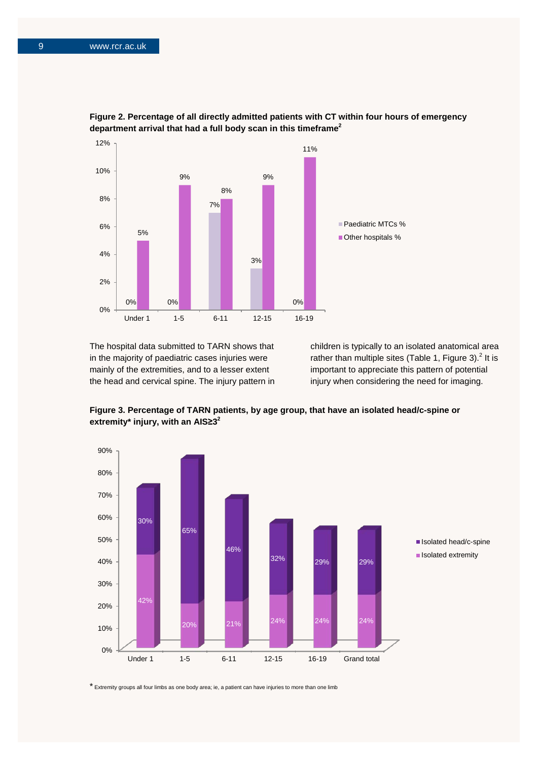**Figure 2. Percentage of all directly admitted patients with CT within four hours of emergency department arrival that had a full body scan in this timeframe[2]**

| Age group | Paediatric MTCs % | Other hospitals % |
|---|---|---|
| Under 1 | 0% | 5% |
| 1-5 | 0% | 9% |
| 6-11 | 7% | 8% |
| 12-15 | 3% | 9% |
| 16-19 | 0% | 11% |

The hospital data submitted to TARN shows that in the majority of paediatric cases injuries were mainly of the extremities, and to a lesser extent the head and cervical spine. The injury pattern in children is typically to an isolated anatomical area rather than multiple sites (Table 1, Figure 3).[2] It is important to appreciate this pattern of potential injury when considering the need for imaging.

**Figure 3. Percentage of TARN patients, by age group, that have an isolated head/c-spine or extremity* injury, with an AIS≥3[2]**

| Age group | Isolated head/c-spine | Isolated extremity |
|---|---|---|
| Under 1 | 30% | 42% |
| 1-5 | 65% | 20% |
| 6-11 | 46% | 21% |
| 12-15 | 32% | 24% |
| 16-19 | 29% | 24% |
| Grand total | 29% | 24% |

\* Extremity groups all four limbs as one body area; ie, a patient can have injuries to more than one limb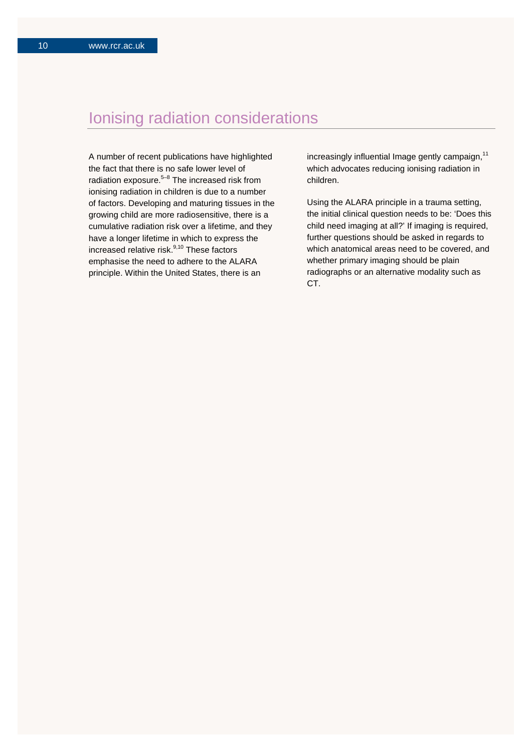# Ionising radiation considerations

A number of recent publications have highlighted the fact that there is no safe lower level of radiation exposure.[5–8] The increased risk from ionising radiation in children is due to a number of factors. Developing and maturing tissues in the growing child are more radiosensitive, there is a cumulative radiation risk over a lifetime, and they have a longer lifetime in which to express the increased relative risk.[9,10] These factors emphasise the need to adhere to the ALARA principle. Within the United States, there is an increasingly influential Image gently campaign,[11] which advocates reducing ionising radiation in children.

Using the ALARA principle in a trauma setting, the initial clinical question needs to be: 'Does this child need imaging at all?' If imaging is required, further questions should be asked in regards to which anatomical areas need to be covered, and whether primary imaging should be plain radiographs or an alternative modality such as CT.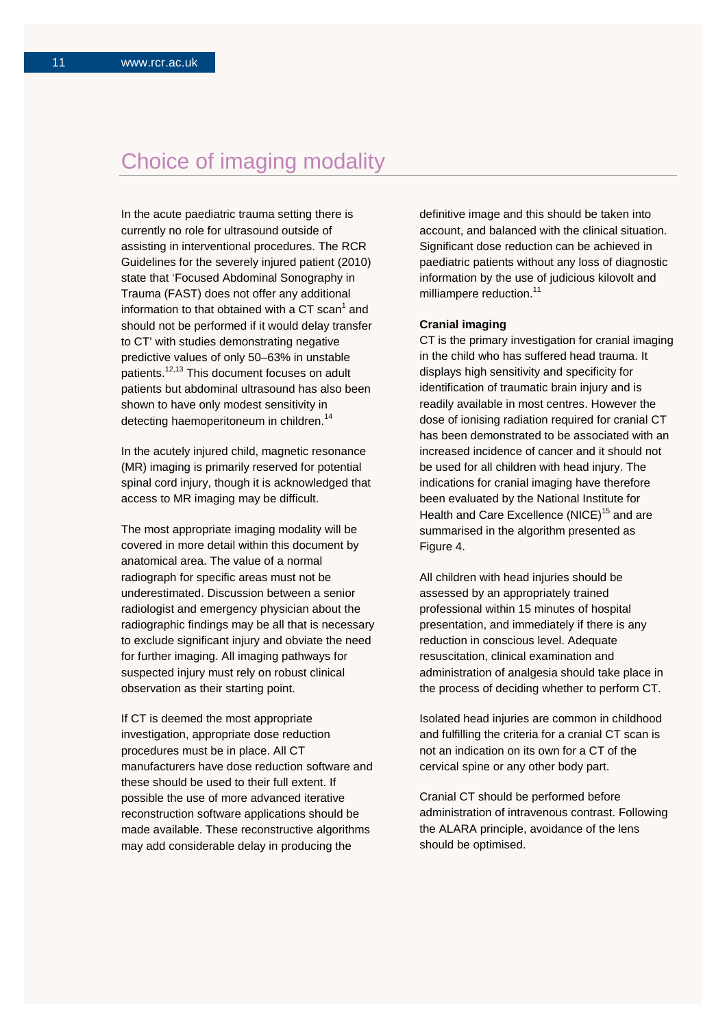## Choice of imaging modality

In the acute paediatric trauma setting there is currently no role for ultrasound outside of assisting in interventional procedures. The RCR Guidelines for the severely injured patient (2010) state that 'Focused Abdominal Sonography in Trauma (FAST) does not offer any additional information to that obtained with a CT scan[1] and should not be performed if it would delay transfer to CT' with studies demonstrating negative predictive values of only 50–63% in unstable patients.[12,13] This document focuses on adult patients but abdominal ultrasound has also been shown to have only modest sensitivity in detecting haemoperitoneum in children.[14]

In the acutely injured child, magnetic resonance (MR) imaging is primarily reserved for potential spinal cord injury, though it is acknowledged that access to MR imaging may be difficult.

The most appropriate imaging modality will be covered in more detail within this document by anatomical area. The value of a normal radiograph for specific areas must not be underestimated. Discussion between a senior radiologist and emergency physician about the radiographic findings may be all that is necessary to exclude significant injury and obviate the need for further imaging. All imaging pathways for suspected injury must rely on robust clinical observation as their starting point.

If CT is deemed the most appropriate investigation, appropriate dose reduction procedures must be in place. All CT manufacturers have dose reduction software and these should be used to their full extent. If possible the use of more advanced iterative reconstruction software applications should be made available. These reconstructive algorithms may add considerable delay in producing the definitive image and this should be taken into account, and balanced with the clinical situation. Significant dose reduction can be achieved in paediatric patients without any loss of diagnostic information by the use of judicious kilovolt and milliampere reduction.[11]

**Cranial imaging**

CT is the primary investigation for cranial imaging in the child who has suffered head trauma. It displays high sensitivity and specificity for identification of traumatic brain injury and is readily available in most centres. However the dose of ionising radiation required for cranial CT has been demonstrated to be associated with an increased incidence of cancer and it should not be used for all children with head injury. The indications for cranial imaging have therefore been evaluated by the National Institute for Health and Care Excellence (NICE)[15] and are summarised in the algorithm presented as Figure 4.

All children with head injuries should be assessed by an appropriately trained professional within 15 minutes of hospital presentation, and immediately if there is any reduction in conscious level. Adequate resuscitation, clinical examination and administration of analgesia should take place in the process of deciding whether to perform CT.

Isolated head injuries are common in childhood and fulfilling the criteria for a cranial CT scan is not an indication on its own for a CT of the cervical spine or any other body part.

Cranial CT should be performed before administration of intravenous contrast. Following the ALARA principle, avoidance of the lens should be optimised.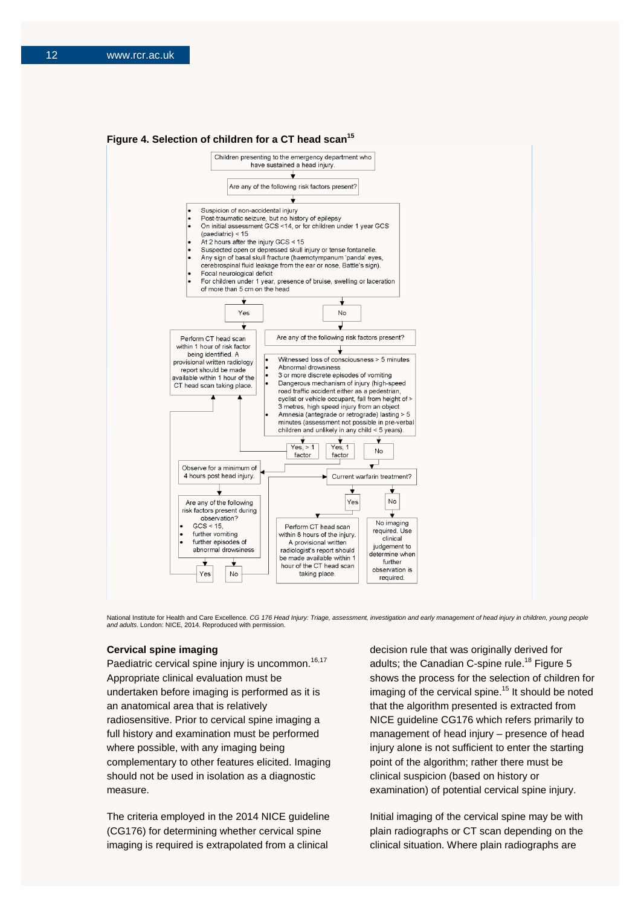**Figure 4. Selection of children for a CT head scan**[15]

Children presenting to the emergency department who have sustained a head injury.

Are any of the following risk factors present?

- Suspicion of non-accidental injury
- Post-traumatic seizure, but no history of epilepsy
- On initial assessment GCS <14, or for children under 1 year GCS (paediatric) < 15
- At 2 hours after the injury GCS < 15
- Suspected open or depressed skull injury or tense fontanelle.
- Any sign of basal skull fracture (haemotympanum 'panda' eyes, cerebrospinal fluid leakage from the ear or nose, Battle's sign).
- Focal neurological deficit
- For children under 1 year, presence of bruise, swelling or laceration of more than 5 cm on the head

Yes → Perform CT head scan within 1 hour of risk factor being identified. A provisional written radiology report should be made available within 1 hour of the CT head scan taking place.

No → Are any of the following risk factors present?

- Witnessed loss of consciousness > 5 minutes
- Abnormal drowsiness
- 3 or more discrete episodes of vomiting
- Dangerous mechanism of injury (high-speed road traffic accident either as a pedestrian, cyclist or vehicle occupant, fall from height of > 3 metres, high speed injury from an object
- Amnesia (antegrade or retrograde) lasting > 5 minutes (assessment not possible in pre-verbal children and unlikely in any child < 5 years).

Yes, > 1 factor → Perform CT head scan within 1 hour of risk factor being identified.

Yes, 1 factor → Observe for a minimum of 4 hours post head injury.

No → Current warfarin treatment?

Observe for a minimum of 4 hours post head injury → Are any of the following risk factors present during observation?

- GCS < 15,
- further vomiting
- further episodes of abnormal drowsiness

Yes → Perform CT head scan within 1 hour of risk factor being identified.

No → Current warfarin treatment?

Current warfarin treatment?

Yes → Perform CT head scan within 8 hours of the injury. A provisional written radiologist's report should be made available within 1 hour of the CT head scan taking place.

No → No imaging required. Use clinical judgement to determine when further observation is required.

National Institute for Health and Care Excellence. *CG 176 Head Injury: Triage, assessment, investigation and early management of head injury in children, young people and adults.* London: NICE, 2014. Reproduced with permission.

### Cervical spine imaging

Paediatric cervical spine injury is uncommon.[16,17] Appropriate clinical evaluation must be undertaken before imaging is performed as it is an anatomical area that is relatively radiosensitive. Prior to cervical spine imaging a full history and examination must be performed where possible, with any imaging being complementary to other features elicited. Imaging should not be used in isolation as a diagnostic measure.

The criteria employed in the 2014 NICE guideline (CG176) for determining whether cervical spine imaging is required is extrapolated from a clinical decision rule that was originally derived for adults; the Canadian C-spine rule.[18] Figure 5 shows the process for the selection of children for imaging of the cervical spine.[15] It should be noted that the algorithm presented is extracted from NICE guideline CG176 which refers primarily to management of head injury – presence of head injury alone is not sufficient to enter the starting point of the algorithm; rather there must be clinical suspicion (based on history or examination) of potential cervical spine injury.

Initial imaging of the cervical spine may be with plain radiographs or CT scan depending on the clinical situation. Where plain radiographs are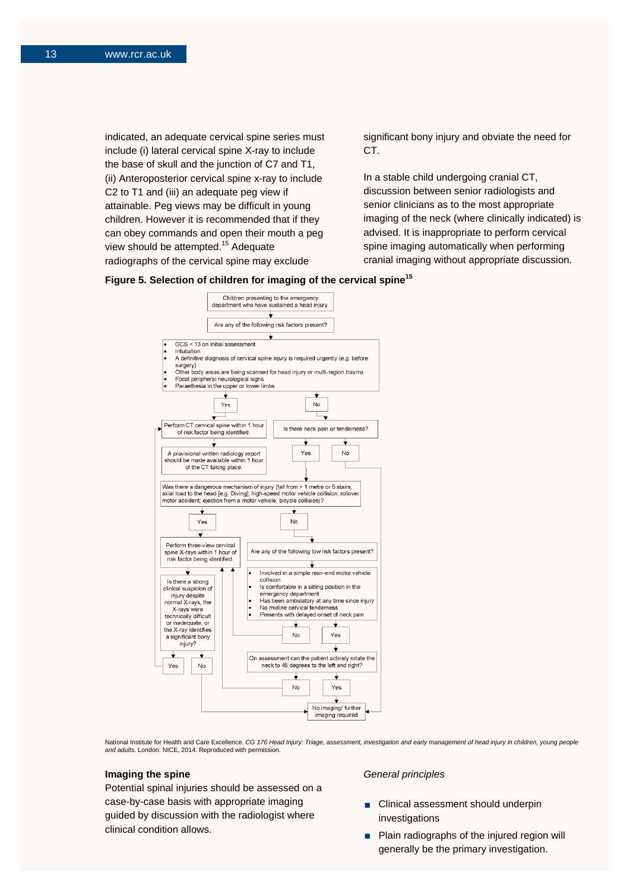indicated, an adequate cervical spine series must include (i) lateral cervical spine X-ray to include the base of skull and the junction of C7 and T1, (ii) Anteroposterior cervical spine x-ray to include C2 to T1 and (iii) an adequate peg view if attainable. Peg views may be difficult in young children. However it is recommended that if they can obey commands and open their mouth a peg view should be attempted.[15] Adequate radiographs of the cervical spine may exclude significant bony injury and obviate the need for CT.

In a stable child undergoing cranial CT, discussion between senior radiologists and senior clinicians as to the most appropriate imaging of the neck (where clinically indicated) is advised. It is inappropriate to perform cervical spine imaging automatically when performing cranial imaging without appropriate discussion.

**Figure 5. Selection of children for imaging of the cervical spine[15]**

Children presenting to the emergency department who have sustained a head injury.

Are any of the following risk factors present?

- GCS < 13 on initial assessment
- Intubation
- A definitive diagnosis of cervical spine injury is required urgently (e.g. before surgery)
- Other body areas are being scanned for head injury or multi-region trauma
- Focal peripheral neurological signs
- Paraesthesia in the upper or lower limbs

**Yes** → Perform CT cervical spine within 1 hour of risk factor being identified. → A provisional written radiology report should be made available within 1 hour of the CT taking place.

**No** → Is there neck pain or tenderness?

- **No** → No imaging/ further imaging required
- **Yes** → Was there a dangerous mechanism of injury (fall from > 1 metre or 5 stairs; axial load to the head [e.g. Diving]; high-speed motor vehicle collision; rollover motor accident; ejection from a motor vehicle, bicycle collision)?
  - **Yes** → Perform three-view cervical spine X-rays within 1 hour of risk factor being identified. → Is there a strong clinical suspicion of injury despite normal X-rays, the X-rays were technically difficult or inadequate, or the X-ray identifies a significant bony injury?
    - **Yes** → Perform CT cervical spine within 1 hour of risk factor being identified.
    - **No** → No imaging/ further imaging required
  - **No** → Are any of the following low risk factors present?
    - Involved in a simple rear–end motor vehicle collision
    - Is comfortable in a sitting position in the emergency department
    - Has been ambulatory at any time since injury
    - No midline cervical tenderness
    - Presents with delayed onset of neck pain
    - **No** → Perform three-view cervical spine X-rays within 1 hour of risk factor being identified.
    - **Yes** → On assessment can the patient actively rotate the neck to 45 degrees to the left and right?
      - **No** → Perform three-view cervical spine X-rays within 1 hour of risk factor being identified.
      - **Yes** → No imaging/ further imaging required

National Institute for Health and Care Excellence. *CG 176 Head Injury: Triage, assessment, investigation and early management of head injury in children, young people and adults*. London: NICE, 2014. Reproduced with permission.

## Imaging the spine

Potential spinal injuries should be assessed on a case-by-case basis with appropriate imaging guided by discussion with the radiologist where clinical condition allows.

*General principles*

- Clinical assessment should underpin investigations
- Plain radiographs of the injured region will generally be the primary investigation.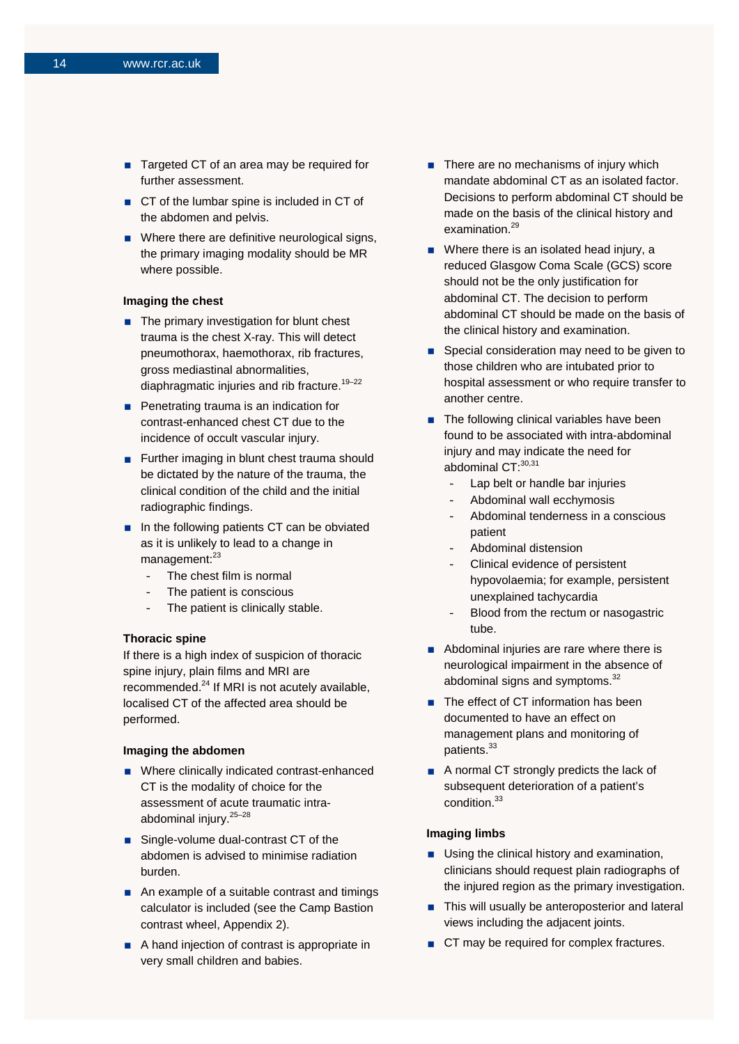- Targeted CT of an area may be required for further assessment.
- CT of the lumbar spine is included in CT of the abdomen and pelvis.
- Where there are definitive neurological signs, the primary imaging modality should be MR where possible.

**Imaging the chest**

- The primary investigation for blunt chest trauma is the chest X-ray. This will detect pneumothorax, haemothorax, rib fractures, gross mediastinal abnormalities, diaphragmatic injuries and rib fracture.[19–22]
- Penetrating trauma is an indication for contrast-enhanced chest CT due to the incidence of occult vascular injury.
- Further imaging in blunt chest trauma should be dictated by the nature of the trauma, the clinical condition of the child and the initial radiographic findings.
- In the following patients CT can be obviated as it is unlikely to lead to a change in management:[23]
  - The chest film is normal
  - The patient is conscious
  - The patient is clinically stable.

**Thoracic spine**

If there is a high index of suspicion of thoracic spine injury, plain films and MRI are recommended.[24] If MRI is not acutely available, localised CT of the affected area should be performed.

**Imaging the abdomen**

- Where clinically indicated contrast-enhanced CT is the modality of choice for the assessment of acute traumatic intra-abdominal injury.[25–28]
- Single-volume dual-contrast CT of the abdomen is advised to minimise radiation burden.
- An example of a suitable contrast and timings calculator is included (see the Camp Bastion contrast wheel, Appendix 2).
- A hand injection of contrast is appropriate in very small children and babies.
- There are no mechanisms of injury which mandate abdominal CT as an isolated factor. Decisions to perform abdominal CT should be made on the basis of the clinical history and examination.[29]
- Where there is an isolated head injury, a reduced Glasgow Coma Scale (GCS) score should not be the only justification for abdominal CT. The decision to perform abdominal CT should be made on the basis of the clinical history and examination.
- Special consideration may need to be given to those children who are intubated prior to hospital assessment or who require transfer to another centre.
- The following clinical variables have been found to be associated with intra-abdominal injury and may indicate the need for abdominal CT:[30,31]
  - Lap belt or handle bar injuries
  - Abdominal wall ecchymosis
  - Abdominal tenderness in a conscious patient
  - Abdominal distension
  - Clinical evidence of persistent hypovolaemia; for example, persistent unexplained tachycardia
  - Blood from the rectum or nasogastric tube.
- Abdominal injuries are rare where there is neurological impairment in the absence of abdominal signs and symptoms.[32]
- The effect of CT information has been documented to have an effect on management plans and monitoring of patients.[33]
- A normal CT strongly predicts the lack of subsequent deterioration of a patient's condition.[33]

**Imaging limbs**

- Using the clinical history and examination, clinicians should request plain radiographs of the injured region as the primary investigation.
- This will usually be anteroposterior and lateral views including the adjacent joints.
- CT may be required for complex fractures.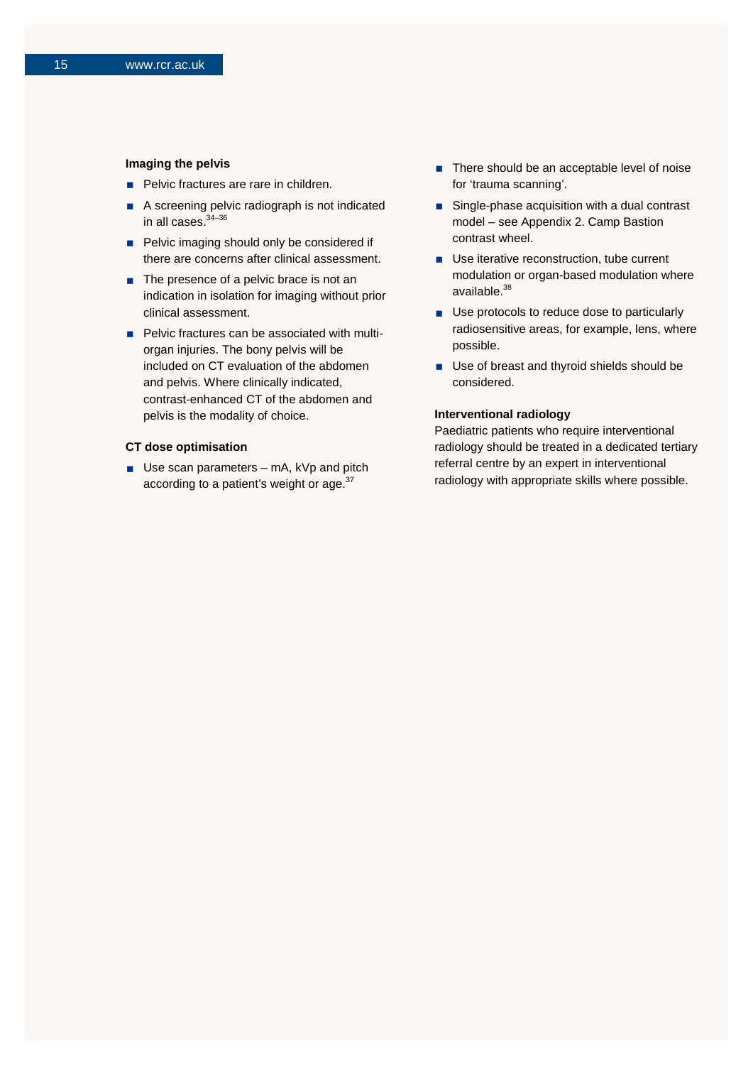### Imaging the pelvis

- Pelvic fractures are rare in children.
- A screening pelvic radiograph is not indicated in all cases.[34–36]
- Pelvic imaging should only be considered if there are concerns after clinical assessment.
- The presence of a pelvic brace is not an indication in isolation for imaging without prior clinical assessment.
- Pelvic fractures can be associated with multi-organ injuries. The bony pelvis will be included on CT evaluation of the abdomen and pelvis. Where clinically indicated, contrast-enhanced CT of the abdomen and pelvis is the modality of choice.

### CT dose optimisation

- Use scan parameters – mA, kVp and pitch according to a patient's weight or age.[37]
- There should be an acceptable level of noise for 'trauma scanning'.
- Single-phase acquisition with a dual contrast model – see Appendix 2. Camp Bastion contrast wheel.
- Use iterative reconstruction, tube current modulation or organ-based modulation where available.[38]
- Use protocols to reduce dose to particularly radiosensitive areas, for example, lens, where possible.
- Use of breast and thyroid shields should be considered.

### Interventional radiology

Paediatric patients who require interventional radiology should be treated in a dedicated tertiary referral centre by an expert in interventional radiology with appropriate skills where possible.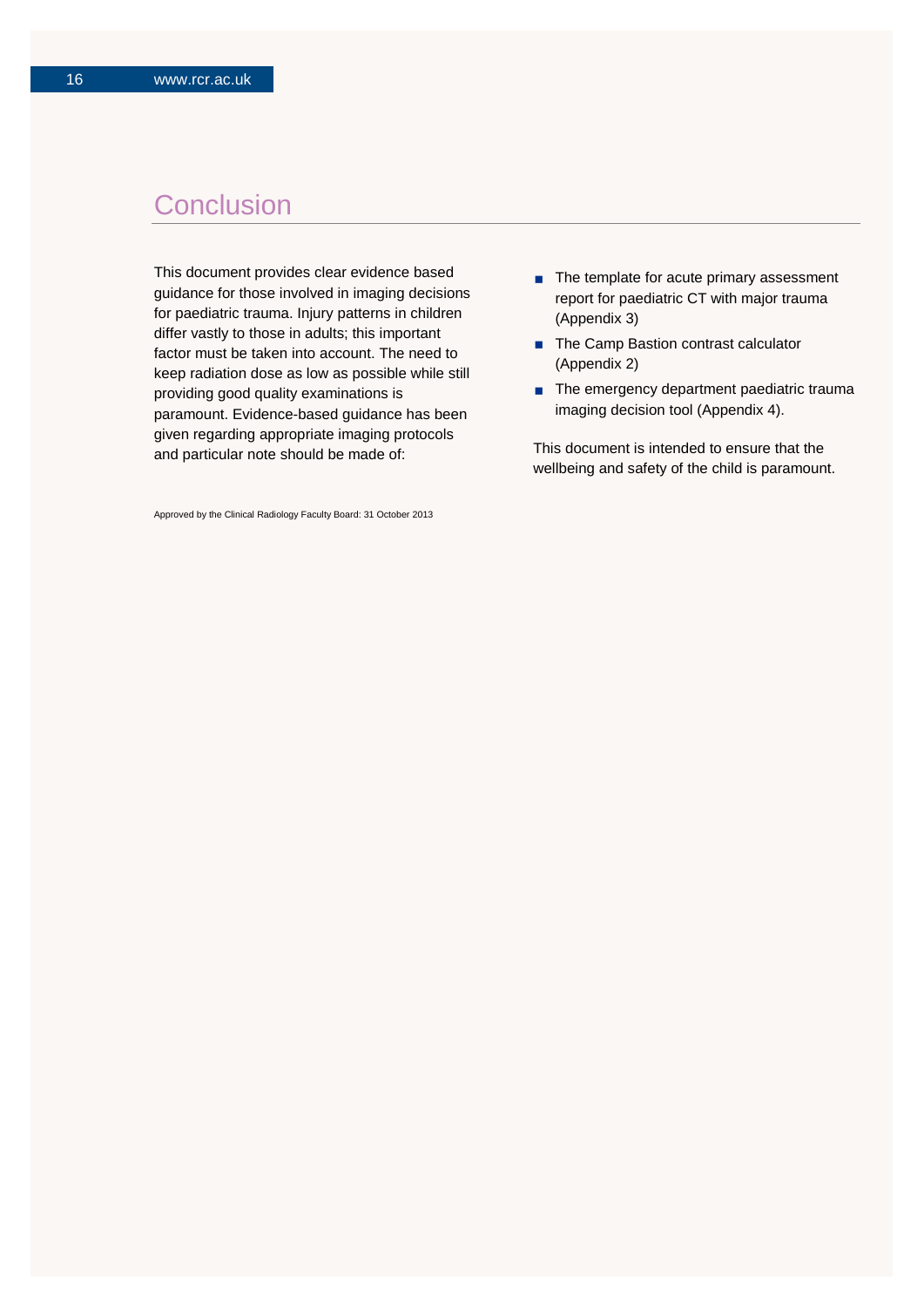## Conclusion

This document provides clear evidence based guidance for those involved in imaging decisions for paediatric trauma. Injury patterns in children differ vastly to those in adults; this important factor must be taken into account. The need to keep radiation dose as low as possible while still providing good quality examinations is paramount. Evidence-based guidance has been given regarding appropriate imaging protocols and particular note should be made of:

- The template for acute primary assessment report for paediatric CT with major trauma (Appendix 3)
- The Camp Bastion contrast calculator (Appendix 2)
- The emergency department paediatric trauma imaging decision tool (Appendix 4).

This document is intended to ensure that the wellbeing and safety of the child is paramount.

Approved by the Clinical Radiology Faculty Board: 31 October 2013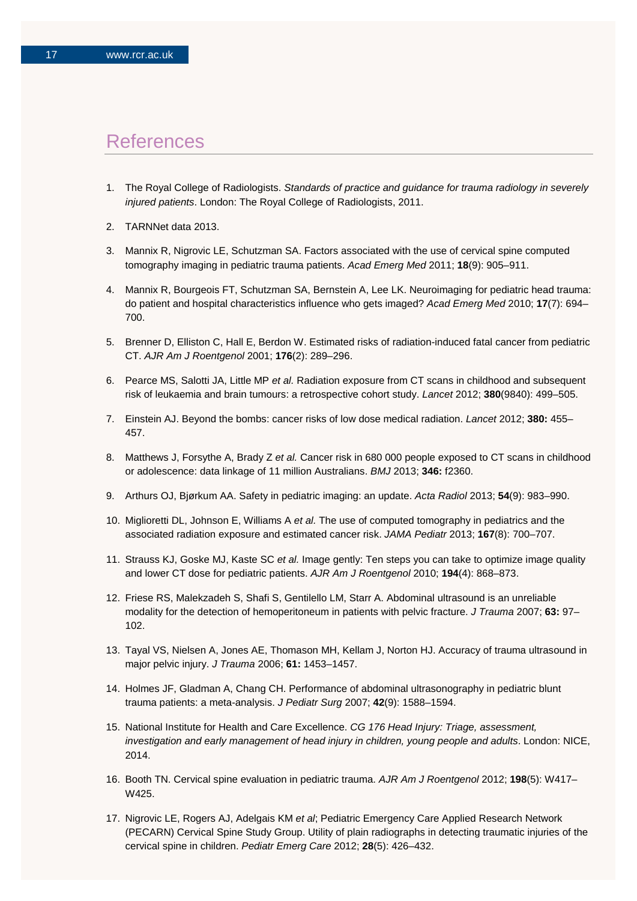# References

1. The Royal College of Radiologists. *Standards of practice and guidance for trauma radiology in severely injured patients*. London: The Royal College of Radiologists, 2011.

2. TARNNet data 2013.

3. Mannix R, Nigrovic LE, Schutzman SA. Factors associated with the use of cervical spine computed tomography imaging in pediatric trauma patients. *Acad Emerg Med* 2011; **18**(9): 905–911.

4. Mannix R, Bourgeois FT, Schutzman SA, Bernstein A, Lee LK. Neuroimaging for pediatric head trauma: do patient and hospital characteristics influence who gets imaged? *Acad Emerg Med* 2010; **17**(7): 694–700.

5. Brenner D, Elliston C, Hall E, Berdon W. Estimated risks of radiation-induced fatal cancer from pediatric CT. *AJR Am J Roentgenol* 2001; **176**(2): 289–296.

6. Pearce MS, Salotti JA, Little MP *et al.* Radiation exposure from CT scans in childhood and subsequent risk of leukaemia and brain tumours: a retrospective cohort study. *Lancet* 2012; **380**(9840): 499–505.

7. Einstein AJ. Beyond the bombs: cancer risks of low dose medical radiation. *Lancet* 2012; **380:** 455–457.

8. Matthews J, Forsythe A, Brady Z *et al.* Cancer risk in 680 000 people exposed to CT scans in childhood or adolescence: data linkage of 11 million Australians. *BMJ* 2013; **346:** f2360.

9. Arthurs OJ, Bjørkum AA. Safety in pediatric imaging: an update. *Acta Radiol* 2013; **54**(9): 983–990.

10. Miglioretti DL, Johnson E, Williams A *et al.* The use of computed tomography in pediatrics and the associated radiation exposure and estimated cancer risk. *JAMA Pediatr* 2013; **167**(8): 700–707.

11. Strauss KJ, Goske MJ, Kaste SC *et al.* Image gently: Ten steps you can take to optimize image quality and lower CT dose for pediatric patients. *AJR Am J Roentgenol* 2010; **194**(4): 868–873.

12. Friese RS, Malekzadeh S, Shafi S, Gentilello LM, Starr A. Abdominal ultrasound is an unreliable modality for the detection of hemoperitoneum in patients with pelvic fracture. *J Trauma* 2007; **63:** 97–102.

13. Tayal VS, Nielsen A, Jones AE, Thomason MH, Kellam J, Norton HJ. Accuracy of trauma ultrasound in major pelvic injury. *J Trauma* 2006; **61:** 1453–1457.

14. Holmes JF, Gladman A, Chang CH. Performance of abdominal ultrasonography in pediatric blunt trauma patients: a meta-analysis. *J Pediatr Surg* 2007; **42**(9): 1588–1594.

15. National Institute for Health and Care Excellence. *CG 176 Head Injury: Triage, assessment, investigation and early management of head injury in children, young people and adults*. London: NICE, 2014.

16. Booth TN. Cervical spine evaluation in pediatric trauma. *AJR Am J Roentgenol* 2012; **198**(5): W417–W425.

17. Nigrovic LE, Rogers AJ, Adelgais KM *et al*; Pediatric Emergency Care Applied Research Network (PECARN) Cervical Spine Study Group. Utility of plain radiographs in detecting traumatic injuries of the cervical spine in children. *Pediatr Emerg Care* 2012; **28**(5): 426–432.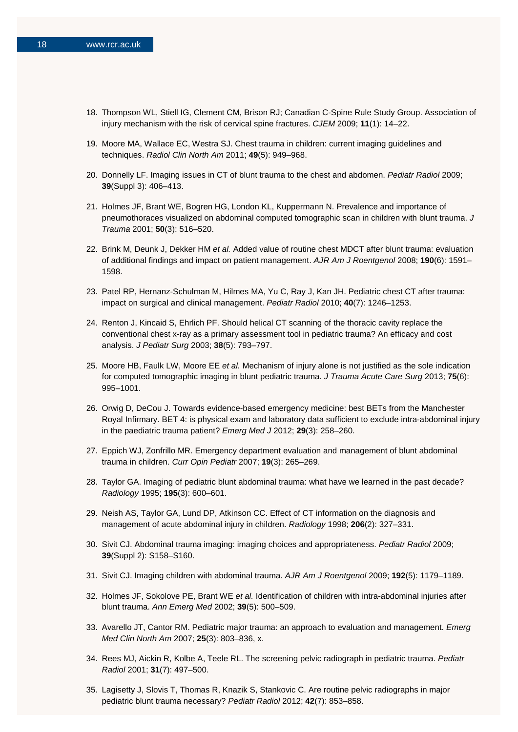18. Thompson WL, Stiell IG, Clement CM, Brison RJ; Canadian C-Spine Rule Study Group. Association of injury mechanism with the risk of cervical spine fractures. *CJEM* 2009; **11**(1): 14–22.
19. Moore MA, Wallace EC, Westra SJ. Chest trauma in children: current imaging guidelines and techniques. *Radiol Clin North Am* 2011; **49**(5): 949–968.
20. Donnelly LF. Imaging issues in CT of blunt trauma to the chest and abdomen. *Pediatr Radiol* 2009; **39**(Suppl 3): 406–413.
21. Holmes JF, Brant WE, Bogren HG, London KL, Kuppermann N. Prevalence and importance of pneumothoraces visualized on abdominal computed tomographic scan in children with blunt trauma. *J Trauma* 2001; **50**(3): 516–520.
22. Brink M, Deunk J, Dekker HM *et al.* Added value of routine chest MDCT after blunt trauma: evaluation of additional findings and impact on patient management. *AJR Am J Roentgenol* 2008; **190**(6): 1591–1598.
23. Patel RP, Hernanz-Schulman M, Hilmes MA, Yu C, Ray J, Kan JH. Pediatric chest CT after trauma: impact on surgical and clinical management. *Pediatr Radiol* 2010; **40**(7): 1246–1253.
24. Renton J, Kincaid S, Ehrlich PF. Should helical CT scanning of the thoracic cavity replace the conventional chest x-ray as a primary assessment tool in pediatric trauma? An efficacy and cost analysis. *J Pediatr Surg* 2003; **38**(5): 793–797.
25. Moore HB, Faulk LW, Moore EE *et al.* Mechanism of injury alone is not justified as the sole indication for computed tomographic imaging in blunt pediatric trauma. *J Trauma Acute Care Surg* 2013; **75**(6): 995–1001.
26. Orwig D, DeCou J. Towards evidence-based emergency medicine: best BETs from the Manchester Royal Infirmary. BET 4: is physical exam and laboratory data sufficient to exclude intra-abdominal injury in the paediatric trauma patient? *Emerg Med J* 2012; **29**(3): 258–260.
27. Eppich WJ, Zonfrillo MR. Emergency department evaluation and management of blunt abdominal trauma in children. *Curr Opin Pediatr* 2007; **19**(3): 265–269.
28. Taylor GA. Imaging of pediatric blunt abdominal trauma: what have we learned in the past decade? *Radiology* 1995; **195**(3): 600–601.
29. Neish AS, Taylor GA, Lund DP, Atkinson CC. Effect of CT information on the diagnosis and management of acute abdominal injury in children. *Radiology* 1998; **206**(2): 327–331.
30. Sivit CJ. Abdominal trauma imaging: imaging choices and appropriateness. *Pediatr Radiol* 2009; **39**(Suppl 2): S158–S160.
31. Sivit CJ. Imaging children with abdominal trauma. *AJR Am J Roentgenol* 2009; **192**(5): 1179–1189.
32. Holmes JF, Sokolove PE, Brant WE *et al.* Identification of children with intra-abdominal injuries after blunt trauma. *Ann Emerg Med* 2002; **39**(5): 500–509.
33. Avarello JT, Cantor RM. Pediatric major trauma: an approach to evaluation and management. *Emerg Med Clin North Am* 2007; **25**(3): 803–836, x.
34. Rees MJ, Aickin R, Kolbe A, Teele RL. The screening pelvic radiograph in pediatric trauma. *Pediatr Radiol* 2001; **31**(7): 497–500.
35. Lagisetty J, Slovis T, Thomas R, Knazik S, Stankovic C. Are routine pelvic radiographs in major pediatric blunt trauma necessary? *Pediatr Radiol* 2012; **42**(7): 853–858.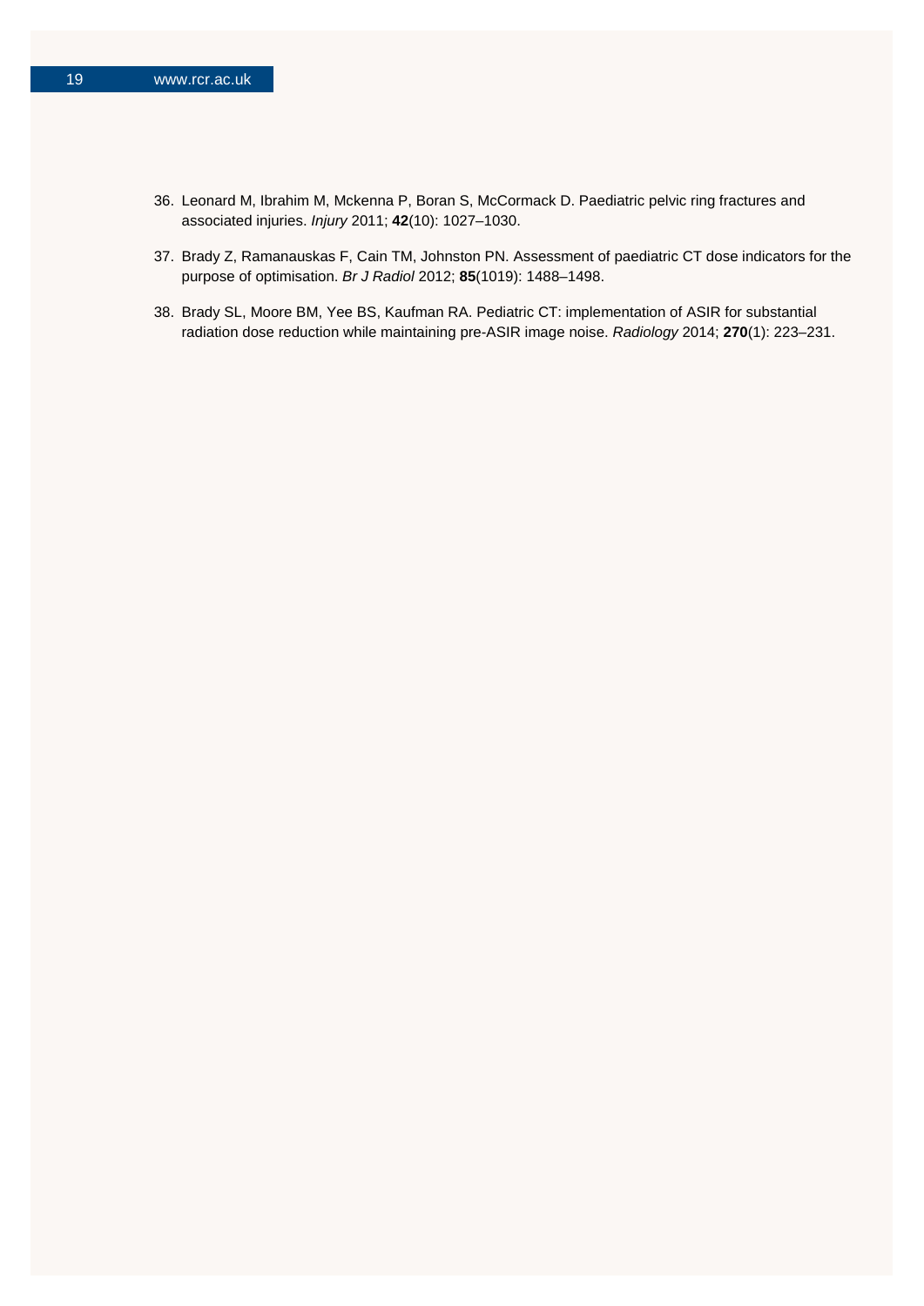36. Leonard M, Ibrahim M, Mckenna P, Boran S, McCormack D. Paediatric pelvic ring fractures and associated injuries. *Injury* 2011; **42**(10): 1027–1030.

37. Brady Z, Ramanauskas F, Cain TM, Johnston PN. Assessment of paediatric CT dose indicators for the purpose of optimisation. *Br J Radiol* 2012; **85**(1019): 1488–1498.

38. Brady SL, Moore BM, Yee BS, Kaufman RA. Pediatric CT: implementation of ASIR for substantial radiation dose reduction while maintaining pre-ASIR image noise. *Radiology* 2014; **270**(1): 223–231.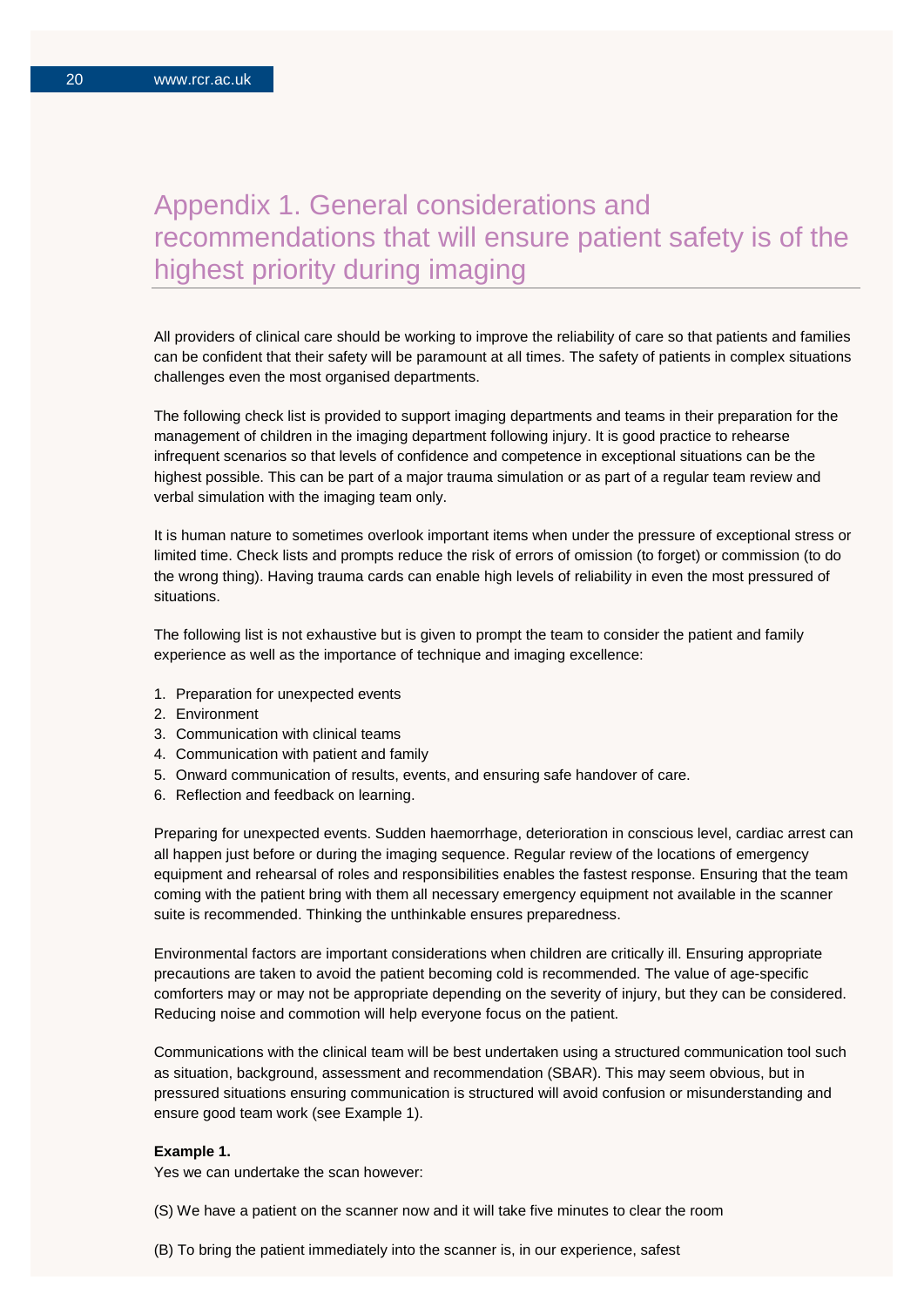# Appendix 1. General considerations and recommendations that will ensure patient safety is of the highest priority during imaging

All providers of clinical care should be working to improve the reliability of care so that patients and families can be confident that their safety will be paramount at all times. The safety of patients in complex situations challenges even the most organised departments.

The following check list is provided to support imaging departments and teams in their preparation for the management of children in the imaging department following injury. It is good practice to rehearse infrequent scenarios so that levels of confidence and competence in exceptional situations can be the highest possible. This can be part of a major trauma simulation or as part of a regular team review and verbal simulation with the imaging team only.

It is human nature to sometimes overlook important items when under the pressure of exceptional stress or limited time. Check lists and prompts reduce the risk of errors of omission (to forget) or commission (to do the wrong thing). Having trauma cards can enable high levels of reliability in even the most pressured of situations.

The following list is not exhaustive but is given to prompt the team to consider the patient and family experience as well as the importance of technique and imaging excellence:

1. Preparation for unexpected events
2. Environment
3. Communication with clinical teams
4. Communication with patient and family
5. Onward communication of results, events, and ensuring safe handover of care.
6. Reflection and feedback on learning.

Preparing for unexpected events. Sudden haemorrhage, deterioration in conscious level, cardiac arrest can all happen just before or during the imaging sequence. Regular review of the locations of emergency equipment and rehearsal of roles and responsibilities enables the fastest response. Ensuring that the team coming with the patient bring with them all necessary emergency equipment not available in the scanner suite is recommended. Thinking the unthinkable ensures preparedness.

Environmental factors are important considerations when children are critically ill. Ensuring appropriate precautions are taken to avoid the patient becoming cold is recommended. The value of age-specific comforters may or may not be appropriate depending on the severity of injury, but they can be considered. Reducing noise and commotion will help everyone focus on the patient.

Communications with the clinical team will be best undertaken using a structured communication tool such as situation, background, assessment and recommendation (SBAR). This may seem obvious, but in pressured situations ensuring communication is structured will avoid confusion or misunderstanding and ensure good team work (see Example 1).

**Example 1.**

Yes we can undertake the scan however:

(S) We have a patient on the scanner now and it will take five minutes to clear the room

(B) To bring the patient immediately into the scanner is, in our experience, safest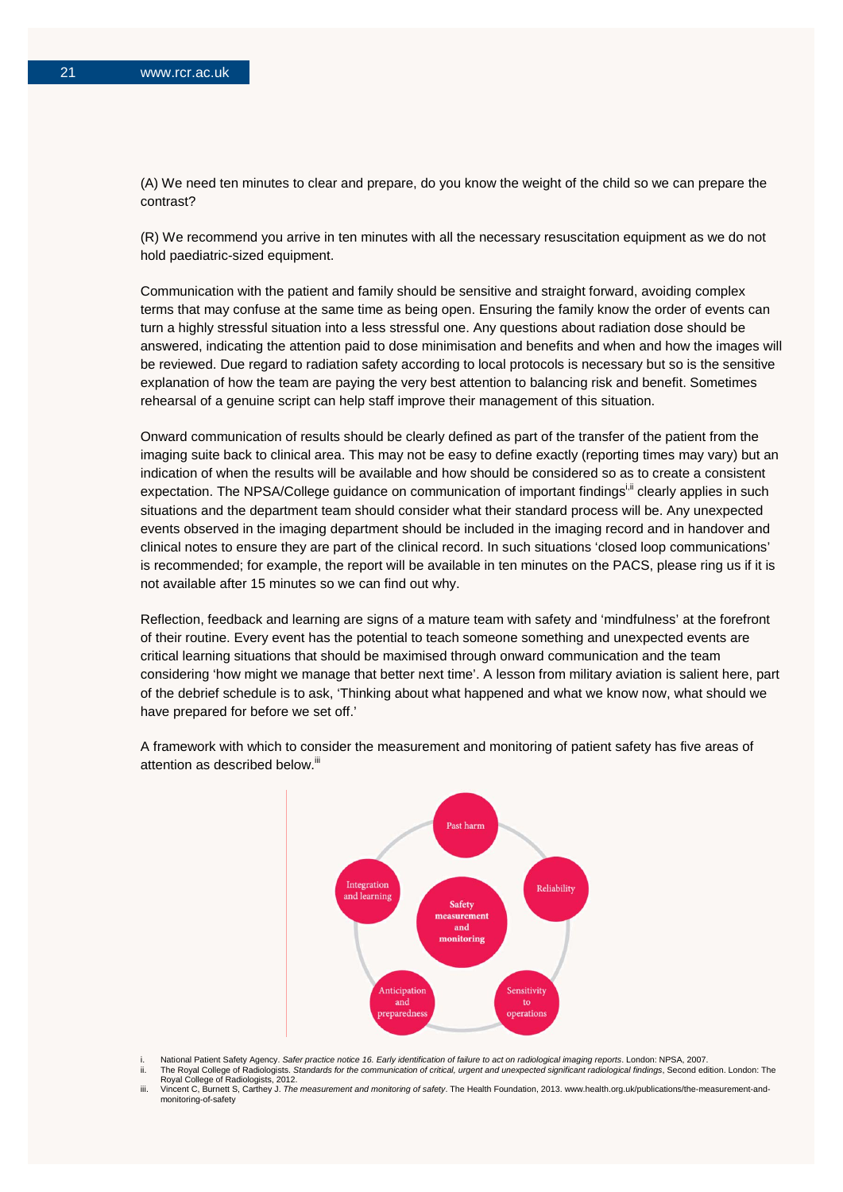(A) We need ten minutes to clear and prepare, do you know the weight of the child so we can prepare the contrast?

(R) We recommend you arrive in ten minutes with all the necessary resuscitation equipment as we do not hold paediatric-sized equipment.

Communication with the patient and family should be sensitive and straight forward, avoiding complex terms that may confuse at the same time as being open. Ensuring the family know the order of events can turn a highly stressful situation into a less stressful one. Any questions about radiation dose should be answered, indicating the attention paid to dose minimisation and benefits and when and how the images will be reviewed. Due regard to radiation safety according to local protocols is necessary but so is the sensitive explanation of how the team are paying the very best attention to balancing risk and benefit. Sometimes rehearsal of a genuine script can help staff improve their management of this situation.

Onward communication of results should be clearly defined as part of the transfer of the patient from the imaging suite back to clinical area. This may not be easy to define exactly (reporting times may vary) but an indication of when the results will be available and how should be considered so as to create a consistent expectation. The NPSA/College guidance on communication of important findings[i,ii] clearly applies in such situations and the department team should consider what their standard process will be. Any unexpected events observed in the imaging department should be included in the imaging record and in handover and clinical notes to ensure they are part of the clinical record. In such situations 'closed loop communications' is recommended; for example, the report will be available in ten minutes on the PACS, please ring us if it is not available after 15 minutes so we can find out why.

Reflection, feedback and learning are signs of a mature team with safety and 'mindfulness' at the forefront of their routine. Every event has the potential to teach someone something and unexpected events are critical learning situations that should be maximised through onward communication and the team considering 'how might we manage that better next time'. A lesson from military aviation is salient here, part of the debrief schedule is to ask, 'Thinking about what happened and what we know now, what should we have prepared for before we set off.'

A framework with which to consider the measurement and monitoring of patient safety has five areas of attention as described below.[iii]

Safety measurement and monitoring

- Past harm
- Reliability
- Sensitivity to operations
- Anticipation and preparedness
- Integration and learning

i. National Patient Safety Agency. *Safer practice notice 16. Early identification of failure to act on radiological imaging reports*. London: NPSA, 2007.
ii. The Royal College of Radiologists. *Standards for the communication of critical, urgent and unexpected significant radiological findings*, Second edition. London: The Royal College of Radiologists, 2012.
iii. Vincent C, Burnett S, Carthey J. *The measurement and monitoring of safety*. The Health Foundation, 2013. www.health.org.uk/publications/the-measurement-and-monitoring-of-safety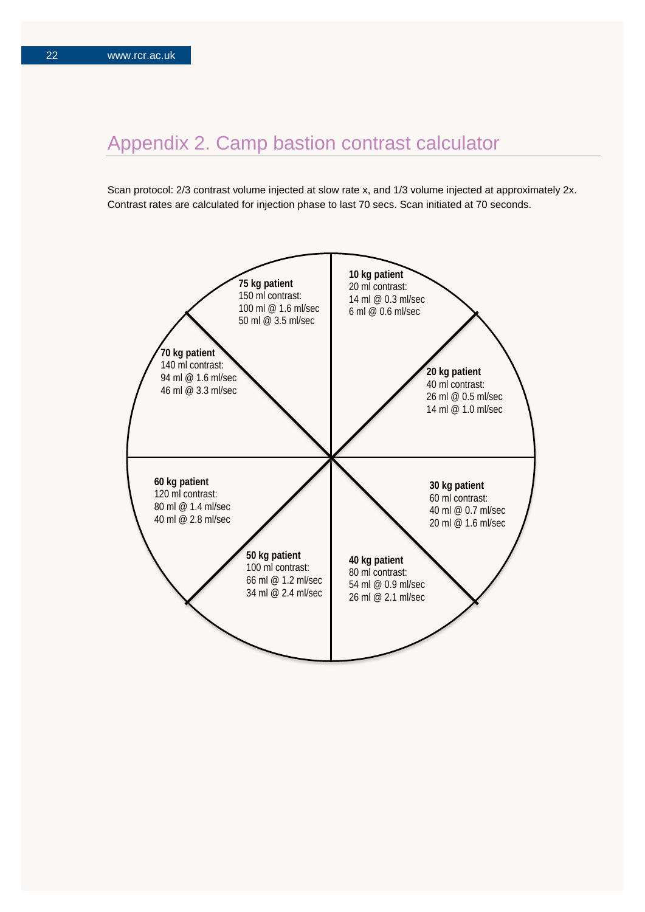## Appendix 2. Camp bastion contrast calculator

Scan protocol: 2/3 contrast volume injected at slow rate x, and 1/3 volume injected at approximately 2x. Contrast rates are calculated for injection phase to last 70 secs. Scan initiated at 70 seconds.

**10 kg patient**
20 ml contrast:
14 ml @ 0.3 ml/sec
6 ml @ 0.6 ml/sec

**20 kg patient**
40 ml contrast:
26 ml @ 0.5 ml/sec
14 ml @ 1.0 ml/sec

**30 kg patient**
60 ml contrast:
40 ml @ 0.7 ml/sec
20 ml @ 1.6 ml/sec

**40 kg patient**
80 ml contrast:
54 ml @ 0.9 ml/sec
26 ml @ 2.1 ml/sec

**50 kg patient**
100 ml contrast:
66 ml @ 1.2 ml/sec
34 ml @ 2.4 ml/sec

**60 kg patient**
120 ml contrast:
80 ml @ 1.4 ml/sec
40 ml @ 2.8 ml/sec

**70 kg patient**
140 ml contrast:
94 ml @ 1.6 ml/sec
46 ml @ 3.3 ml/sec

**75 kg patient**
150 ml contrast:
100 ml @ 1.6 ml/sec
50 ml @ 3.5 ml/sec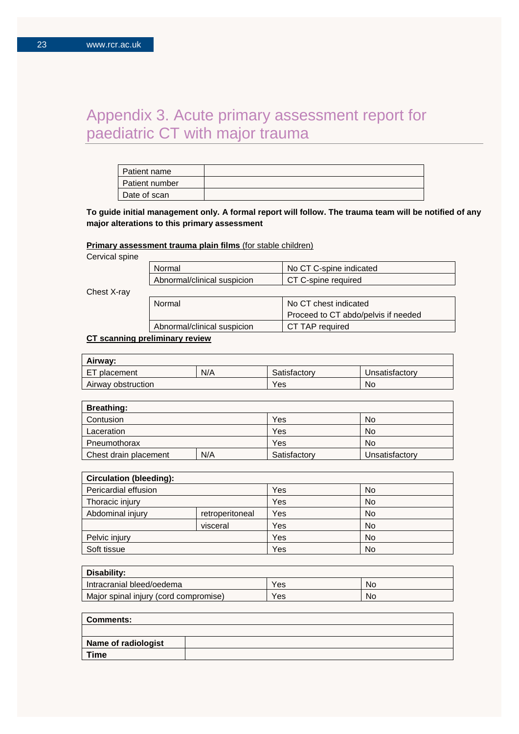# Appendix 3. Acute primary assessment report for paediatric CT with major trauma

| Patient name | |
|---|---|
| Patient number | |
| Date of scan | |

**To guide initial management only. A formal report will follow. The trauma team will be notified of any major alterations to this primary assessment**

**Primary assessment trauma plain films** (for stable children)

Cervical spine

| Normal | No CT C-spine indicated |
|---|---|
| Abnormal/clinical suspicion | CT C-spine required |

Chest X-ray

| Normal | No CT chest indicated<br>Proceed to CT abdo/pelvis if needed |
|---|---|
| Abnormal/clinical suspicion | CT TAP required |

**CT scanning preliminary review**

| **Airway:** | | | |
|---|---|---|---|
| ET placement | N/A | Satisfactory | Unsatisfactory |
| Airway obstruction | | Yes | No |

| **Breathing:** | | | |
|---|---|---|---|
| Contusion | | Yes | No |
| Laceration | | Yes | No |
| Pneumothorax | | Yes | No |
| Chest drain placement | N/A | Satisfactory | Unsatisfactory |

| **Circulation (bleeding):** | | | |
|---|---|---|---|
| Pericardial effusion | | Yes | No |
| Thoracic injury | | Yes | No |
| Abdominal injury | retroperitoneal | Yes | No |
| | visceral | Yes | No |
| Pelvic injury | | Yes | No |
| Soft tissue | | Yes | No |

| **Disability:** | | |
|---|---|---|
| Intracranial bleed/oedema | Yes | No |
| Major spinal injury (cord compromise) | Yes | No |

| **Comments:** | |
|---|---|
| | |
| **Name of radiologist** | |
| **Time** | |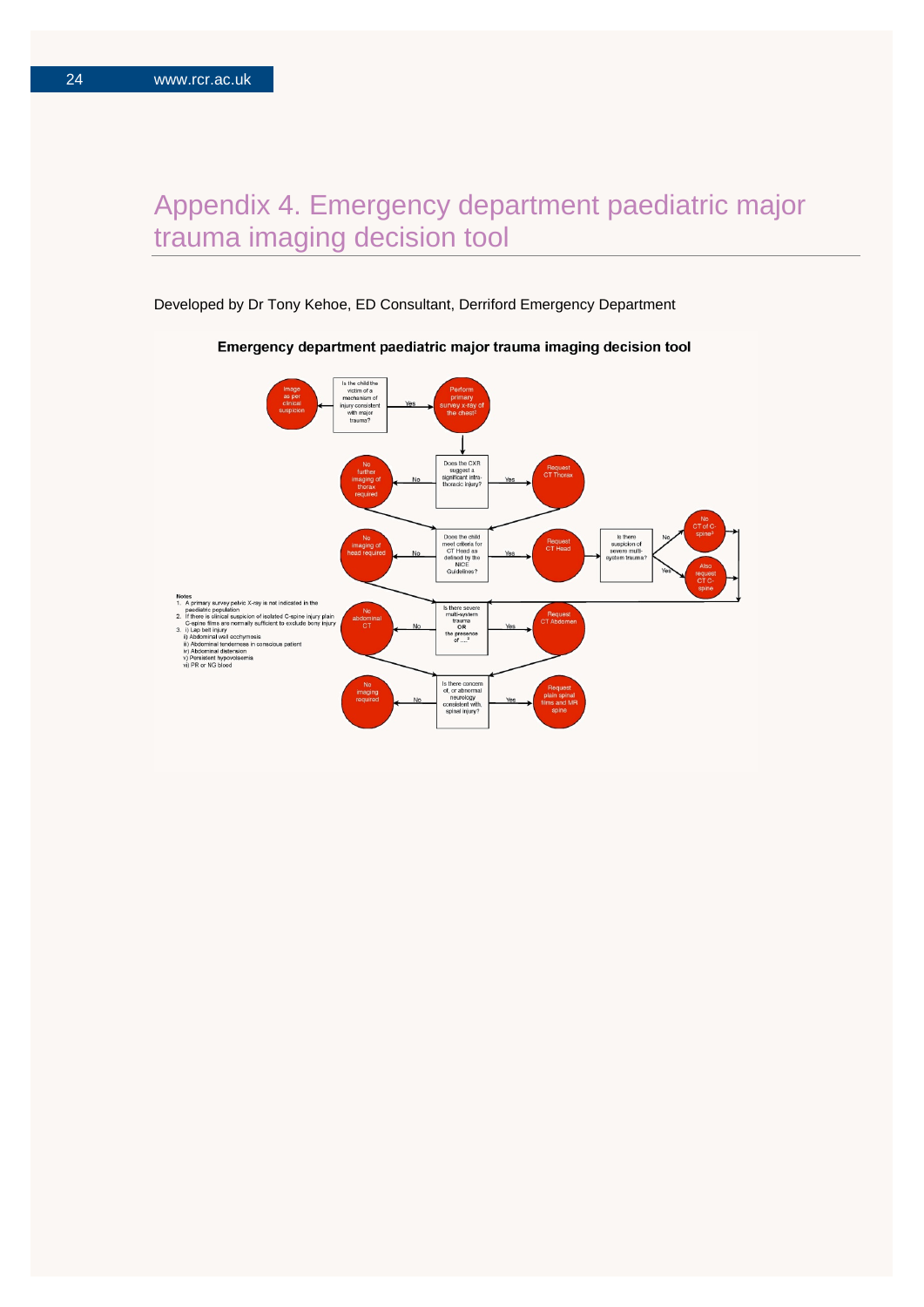# Appendix 4. Emergency department paediatric major trauma imaging decision tool

Developed by Dr Tony Kehoe, ED Consultant, Derriford Emergency Department

**Emergency department paediatric major trauma imaging decision tool**

Is the child the victim of a mechanism of injury consistent with major trauma?
- No → Image as per clinical suspicion
- Yes → Perform primary survey x-ray of the chest[1]

Does the CXR suggest a significant intra-thoracic injury?
- No → No further imaging of thorax required
- Yes → Request CT Thorax

Does the child meet criteria for CT Head as defined by the NICE Guidelines?
- No → No imaging of head required
- Yes → Request CT Head → Is there suspicion of severe multi-system trauma?
  - No → No CT of C-spine[2]
  - Yes → Also request CT C-spine

Is there severe multi-system trauma **OR** the presence of ....[3]
- No → No abdominal CT
- Yes → Request CT Abdomen

Is there concern of, or abnormal neurology consistent with, spinal injury?
- No → No imaging required
- Yes → Request plain spinal films and MR spine

**Notes**

1. A primary survey pelvic X-ray is not indicated in the paediatric population
2. If there is clinical suspicion of isolated C-spine injury plain C-spine films are normally sufficient to exclude bony injury
3. i) Lap belt injury
   ii) Abdominal wall ecchymosis
   iii) Abdominal tenderness in conscious patient
   iv) Abdominal distension
   v) Persistent hypovolaemia
   vi) PR or NG blood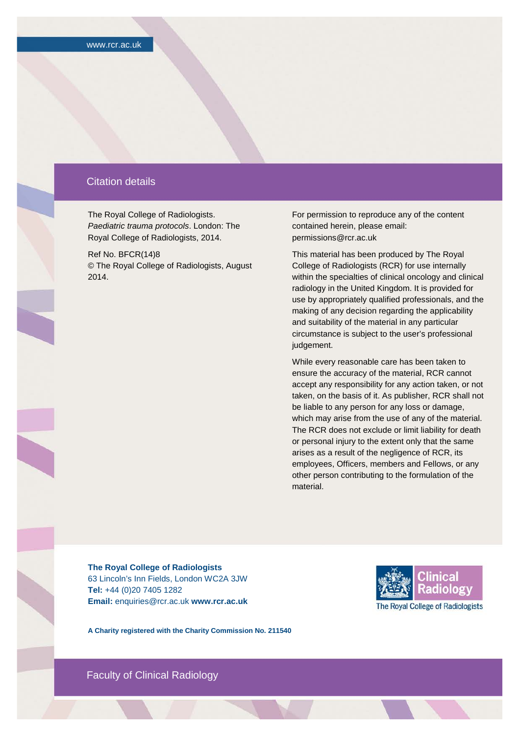www.rcr.ac.uk

## Citation details

The Royal College of Radiologists. *Paediatric trauma protocols*. London: The Royal College of Radiologists, 2014.

Ref No. BFCR(14)8
© The Royal College of Radiologists, August 2014.

For permission to reproduce any of the content contained herein, please email: permissions@rcr.ac.uk

This material has been produced by The Royal College of Radiologists (RCR) for use internally within the specialties of clinical oncology and clinical radiology in the United Kingdom. It is provided for use by appropriately qualified professionals, and the making of any decision regarding the applicability and suitability of the material in any particular circumstance is subject to the user's professional judgement.

While every reasonable care has been taken to ensure the accuracy of the material, RCR cannot accept any responsibility for any action taken, or not taken, on the basis of it. As publisher, RCR shall not be liable to any person for any loss or damage, which may arise from the use of any of the material. The RCR does not exclude or limit liability for death or personal injury to the extent only that the same arises as a result of the negligence of RCR, its employees, Officers, members and Fellows, or any other person contributing to the formulation of the material.

**The Royal College of Radiologists**
63 Lincoln's Inn Fields, London WC2A 3JW
**Tel:** +44 (0)20 7405 1282
**Email:** enquiries@rcr.ac.uk **www.rcr.ac.uk**

Clinical Radiology
The Royal College of Radiologists

**A Charity registered with the Charity Commission No. 211540**

Faculty of Clinical Radiology